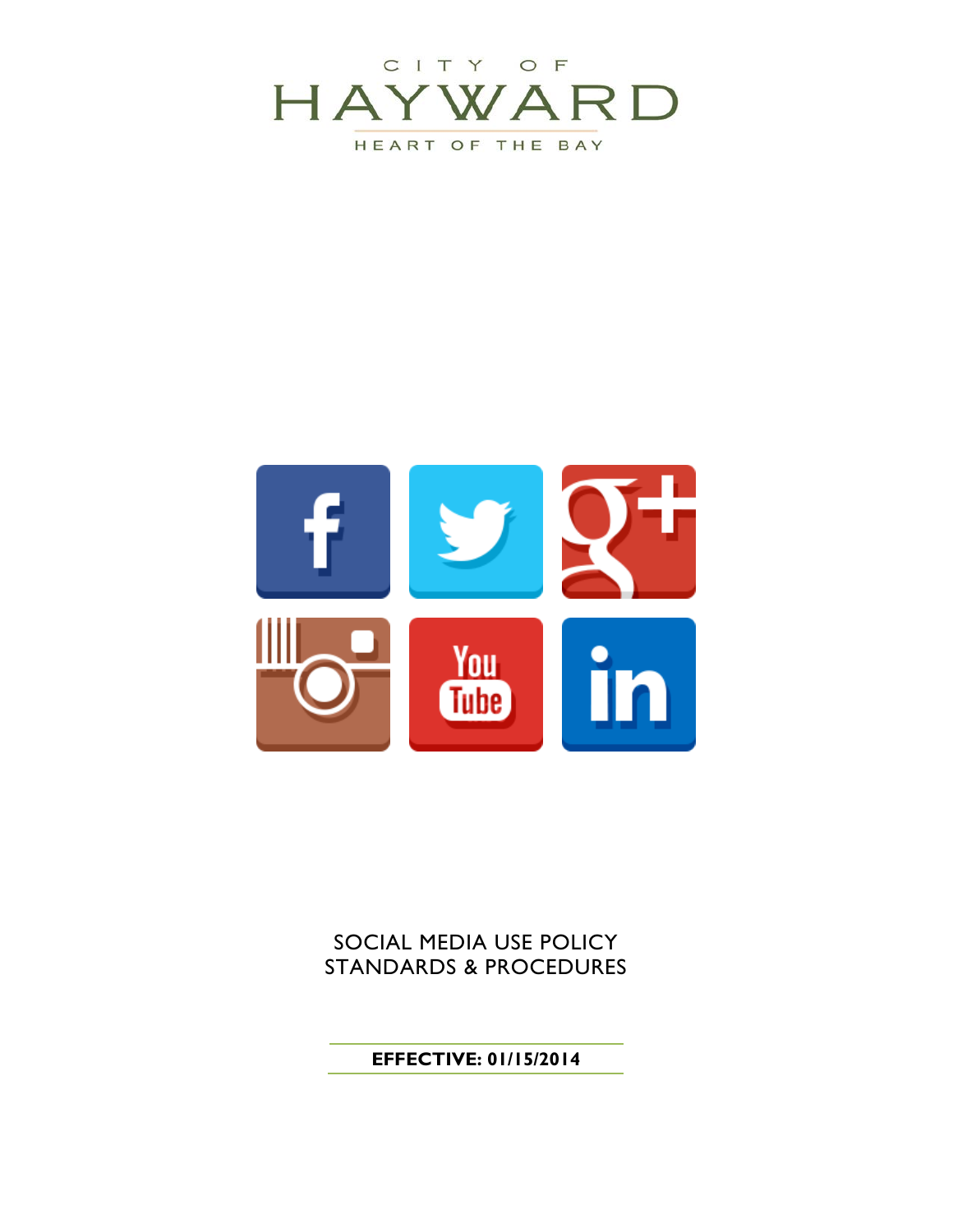CITY OF

# HAYWARD

HEART OF THE BAY

SOCIAL MEDIA USE POLICY
STANDARDS & PROCEDURES

**EFFECTIVE: 01/15/2014**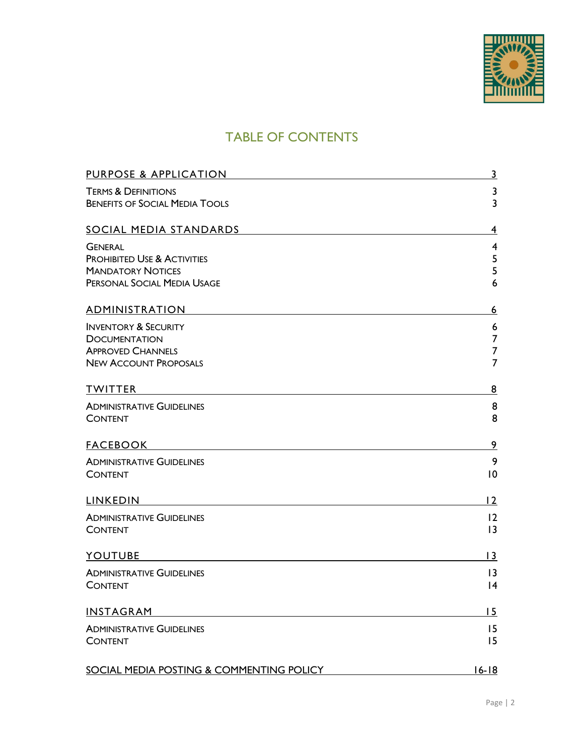# TABLE OF CONTENTS

| Section | Page |
|---|---|
| **PURPOSE & APPLICATION** | **3** |
| Terms & Definitions | 3 |
| Benefits of Social Media Tools | 3 |
| **SOCIAL MEDIA STANDARDS** | **4** |
| General | 4 |
| Prohibited Use & Activities | 5 |
| Mandatory Notices | 5 |
| Personal Social Media Usage | 6 |
| **ADMINISTRATION** | **6** |
| Inventory & Security | 6 |
| Documentation | 7 |
| Approved Channels | 7 |
| New Account Proposals | 7 |
| **TWITTER** | **8** |
| Administrative Guidelines | 8 |
| Content | 8 |
| **FACEBOOK** | **9** |
| Administrative Guidelines | 9 |
| Content | 10 |
| **LINKEDIN** | **12** |
| Administrative Guidelines | 12 |
| Content | 13 |
| **YOUTUBE** | **13** |
| Administrative Guidelines | 13 |
| Content | 14 |
| **INSTAGRAM** | **15** |
| Administrative Guidelines | 15 |
| Content | 15 |
| **SOCIAL MEDIA POSTING & COMMENTING POLICY** | **16-18** |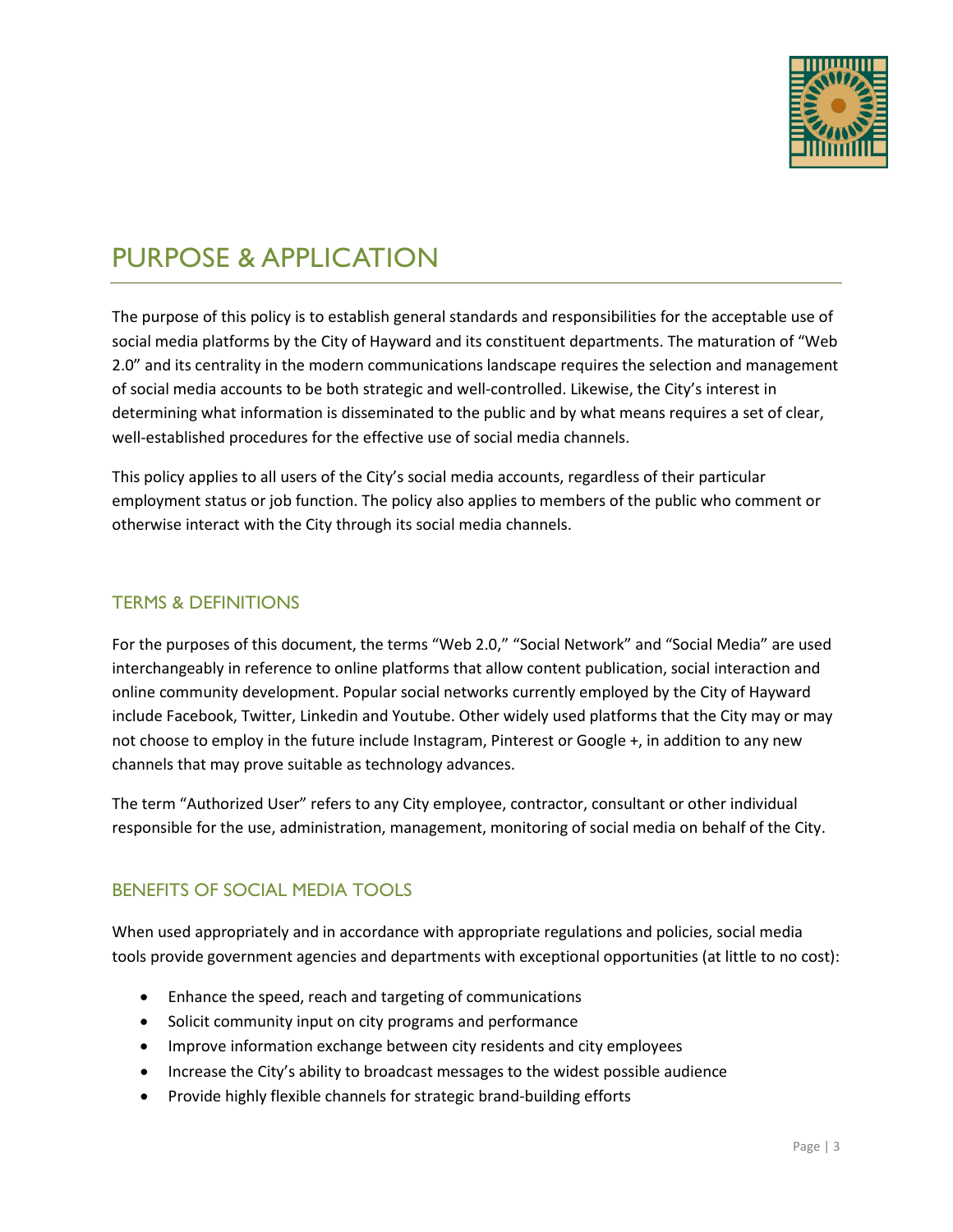# PURPOSE & APPLICATION

The purpose of this policy is to establish general standards and responsibilities for the acceptable use of social media platforms by the City of Hayward and its constituent departments. The maturation of "Web 2.0" and its centrality in the modern communications landscape requires the selection and management of social media accounts to be both strategic and well-controlled. Likewise, the City's interest in determining what information is disseminated to the public and by what means requires a set of clear, well-established procedures for the effective use of social media channels.

This policy applies to all users of the City's social media accounts, regardless of their particular employment status or job function. The policy also applies to members of the public who comment or otherwise interact with the City through its social media channels.

## TERMS & DEFINITIONS

For the purposes of this document, the terms "Web 2.0," "Social Network" and "Social Media" are used interchangeably in reference to online platforms that allow content publication, social interaction and online community development. Popular social networks currently employed by the City of Hayward include Facebook, Twitter, Linkedin and Youtube. Other widely used platforms that the City may or may not choose to employ in the future include Instagram, Pinterest or Google +, in addition to any new channels that may prove suitable as technology advances.

The term "Authorized User" refers to any City employee, contractor, consultant or other individual responsible for the use, administration, management, monitoring of social media on behalf of the City.

## BENEFITS OF SOCIAL MEDIA TOOLS

When used appropriately and in accordance with appropriate regulations and policies, social media tools provide government agencies and departments with exceptional opportunities (at little to no cost):

- Enhance the speed, reach and targeting of communications
- Solicit community input on city programs and performance
- Improve information exchange between city residents and city employees
- Increase the City's ability to broadcast messages to the widest possible audience
- Provide highly flexible channels for strategic brand-building efforts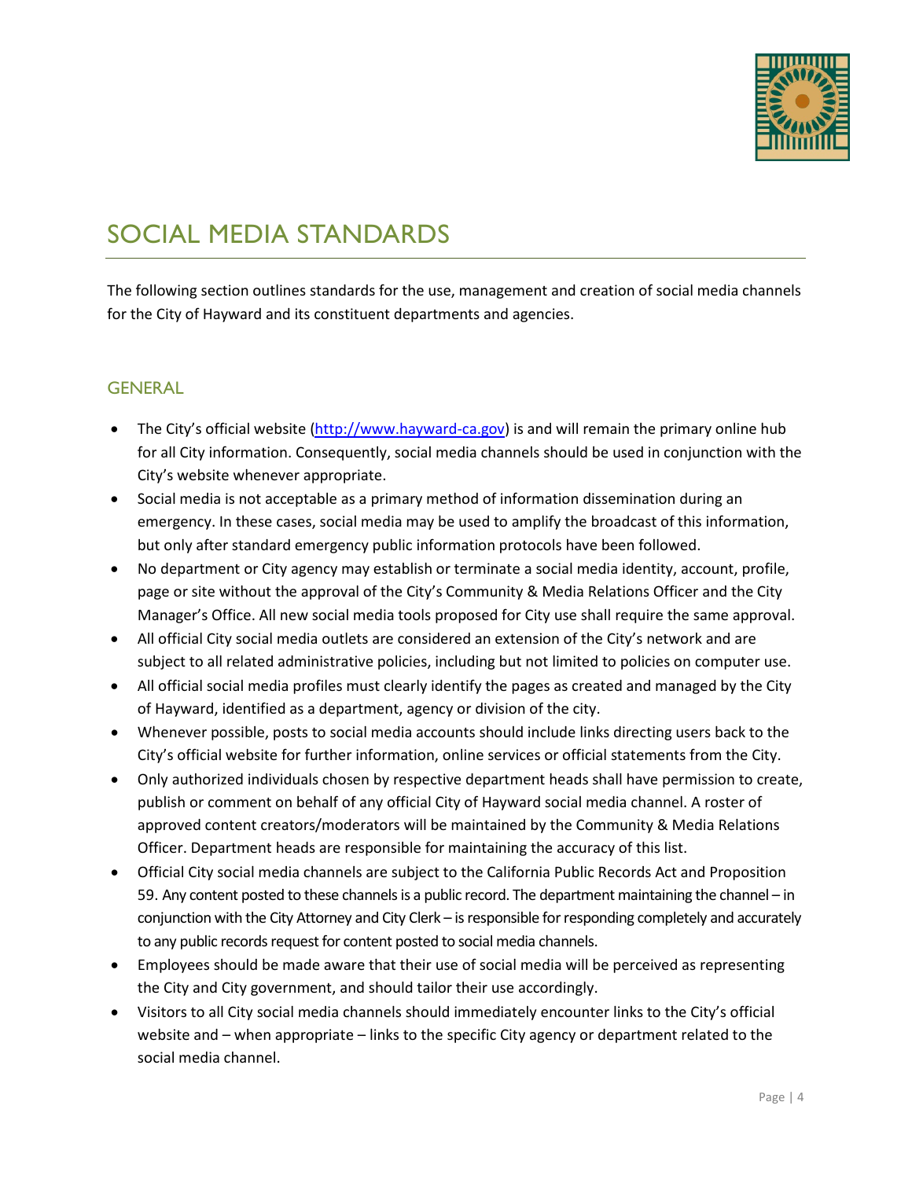# SOCIAL MEDIA STANDARDS

The following section outlines standards for the use, management and creation of social media channels for the City of Hayward and its constituent departments and agencies.

## GENERAL

- The City's official website ([http://www.hayward-ca.gov](http://www.hayward-ca.gov)) is and will remain the primary online hub for all City information. Consequently, social media channels should be used in conjunction with the City's website whenever appropriate.
- Social media is not acceptable as a primary method of information dissemination during an emergency. In these cases, social media may be used to amplify the broadcast of this information, but only after standard emergency public information protocols have been followed.
- No department or City agency may establish or terminate a social media identity, account, profile, page or site without the approval of the City's Community & Media Relations Officer and the City Manager's Office. All new social media tools proposed for City use shall require the same approval.
- All official City social media outlets are considered an extension of the City's network and are subject to all related administrative policies, including but not limited to policies on computer use.
- All official social media profiles must clearly identify the pages as created and managed by the City of Hayward, identified as a department, agency or division of the city.
- Whenever possible, posts to social media accounts should include links directing users back to the City's official website for further information, online services or official statements from the City.
- Only authorized individuals chosen by respective department heads shall have permission to create, publish or comment on behalf of any official City of Hayward social media channel. A roster of approved content creators/moderators will be maintained by the Community & Media Relations Officer. Department heads are responsible for maintaining the accuracy of this list.
- Official City social media channels are subject to the California Public Records Act and Proposition 59. Any content posted to these channels is a public record. The department maintaining the channel – in conjunction with the City Attorney and City Clerk – is responsible for responding completely and accurately to any public records request for content posted to social media channels.
- Employees should be made aware that their use of social media will be perceived as representing the City and City government, and should tailor their use accordingly.
- Visitors to all City social media channels should immediately encounter links to the City's official website and – when appropriate – links to the specific City agency or department related to the social media channel.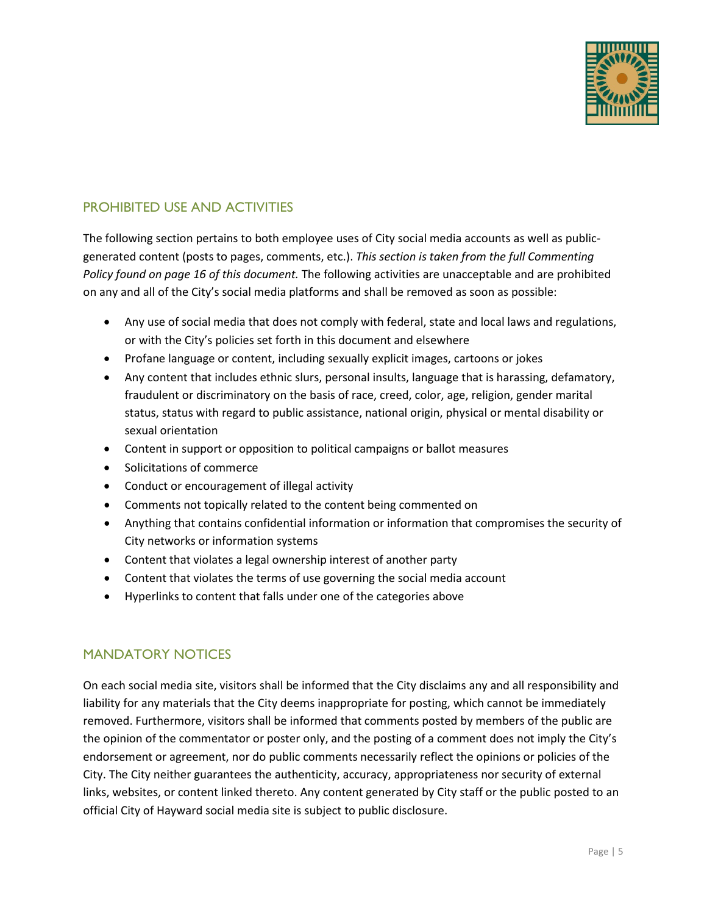## PROHIBITED USE AND ACTIVITIES

The following section pertains to both employee uses of City social media accounts as well as public-generated content (posts to pages, comments, etc.). *This section is taken from the full Commenting Policy found on page 16 of this document.* The following activities are unacceptable and are prohibited on any and all of the City's social media platforms and shall be removed as soon as possible:

- Any use of social media that does not comply with federal, state and local laws and regulations, or with the City's policies set forth in this document and elsewhere
- Profane language or content, including sexually explicit images, cartoons or jokes
- Any content that includes ethnic slurs, personal insults, language that is harassing, defamatory, fraudulent or discriminatory on the basis of race, creed, color, age, religion, gender marital status, status with regard to public assistance, national origin, physical or mental disability or sexual orientation
- Content in support or opposition to political campaigns or ballot measures
- Solicitations of commerce
- Conduct or encouragement of illegal activity
- Comments not topically related to the content being commented on
- Anything that contains confidential information or information that compromises the security of City networks or information systems
- Content that violates a legal ownership interest of another party
- Content that violates the terms of use governing the social media account
- Hyperlinks to content that falls under one of the categories above

## MANDATORY NOTICES

On each social media site, visitors shall be informed that the City disclaims any and all responsibility and liability for any materials that the City deems inappropriate for posting, which cannot be immediately removed. Furthermore, visitors shall be informed that comments posted by members of the public are the opinion of the commentator or poster only, and the posting of a comment does not imply the City's endorsement or agreement, nor do public comments necessarily reflect the opinions or policies of the City. The City neither guarantees the authenticity, accuracy, appropriateness nor security of external links, websites, or content linked thereto. Any content generated by City staff or the public posted to an official City of Hayward social media site is subject to public disclosure.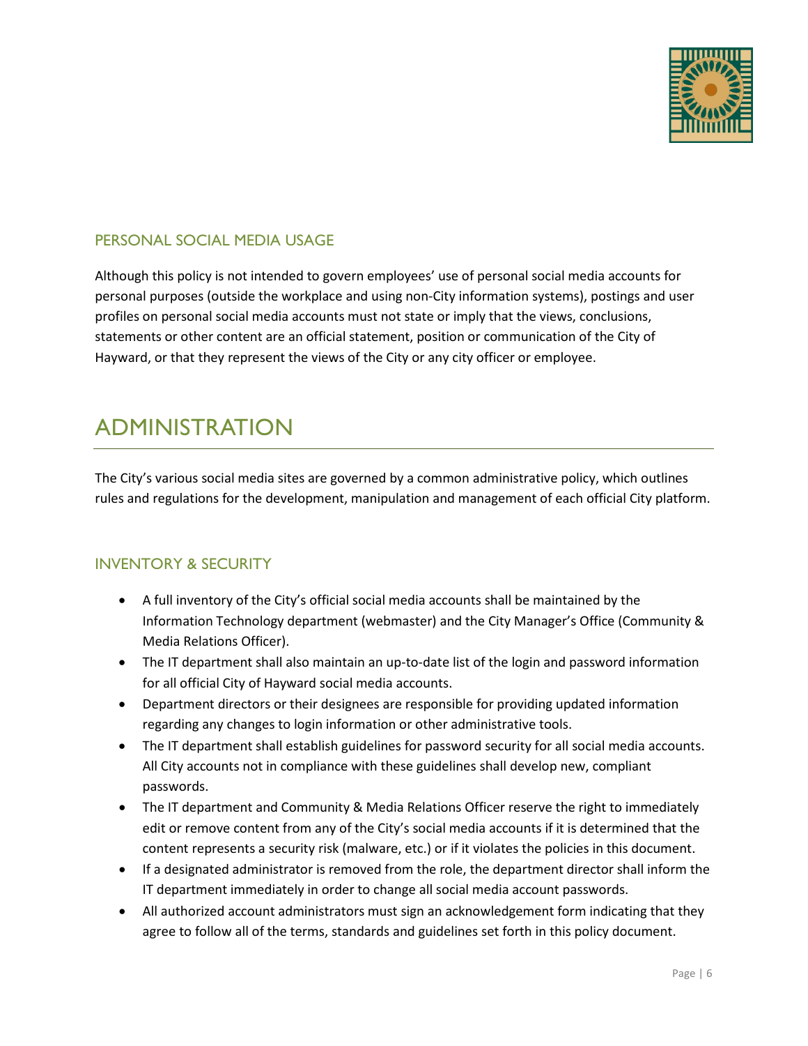### PERSONAL SOCIAL MEDIA USAGE

Although this policy is not intended to govern employees' use of personal social media accounts for personal purposes (outside the workplace and using non-City information systems), postings and user profiles on personal social media accounts must not state or imply that the views, conclusions, statements or other content are an official statement, position or communication of the City of Hayward, or that they represent the views of the City or any city officer or employee.

## ADMINISTRATION

The City's various social media sites are governed by a common administrative policy, which outlines rules and regulations for the development, manipulation and management of each official City platform.

### INVENTORY & SECURITY

- A full inventory of the City's official social media accounts shall be maintained by the Information Technology department (webmaster) and the City Manager's Office (Community & Media Relations Officer).
- The IT department shall also maintain an up-to-date list of the login and password information for all official City of Hayward social media accounts.
- Department directors or their designees are responsible for providing updated information regarding any changes to login information or other administrative tools.
- The IT department shall establish guidelines for password security for all social media accounts. All City accounts not in compliance with these guidelines shall develop new, compliant passwords.
- The IT department and Community & Media Relations Officer reserve the right to immediately edit or remove content from any of the City's social media accounts if it is determined that the content represents a security risk (malware, etc.) or if it violates the policies in this document.
- If a designated administrator is removed from the role, the department director shall inform the IT department immediately in order to change all social media account passwords.
- All authorized account administrators must sign an acknowledgement form indicating that they agree to follow all of the terms, standards and guidelines set forth in this policy document.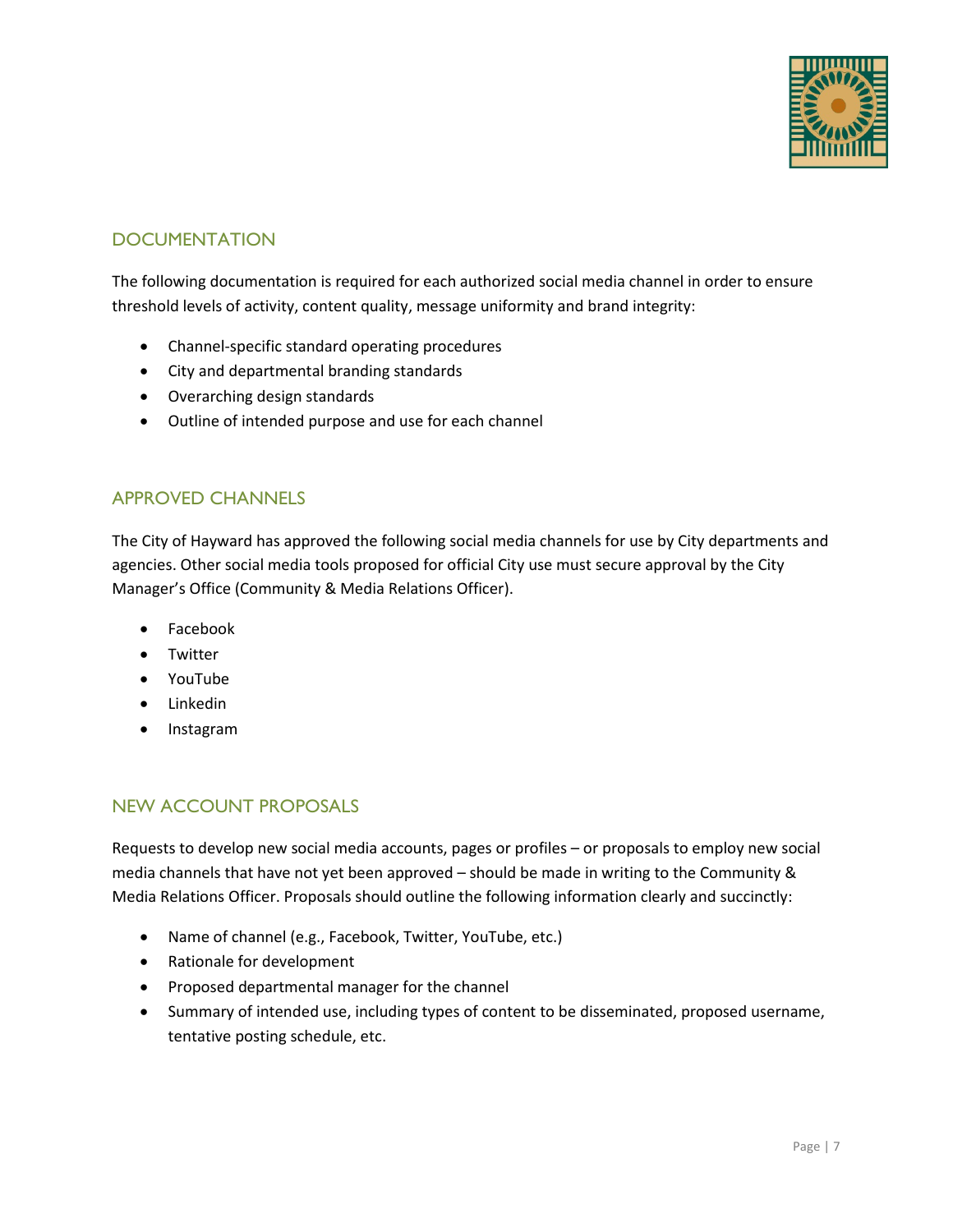## DOCUMENTATION

The following documentation is required for each authorized social media channel in order to ensure threshold levels of activity, content quality, message uniformity and brand integrity:

- Channel-specific standard operating procedures
- City and departmental branding standards
- Overarching design standards
- Outline of intended purpose and use for each channel

## APPROVED CHANNELS

The City of Hayward has approved the following social media channels for use by City departments and agencies. Other social media tools proposed for official City use must secure approval by the City Manager's Office (Community & Media Relations Officer).

- Facebook
- Twitter
- YouTube
- Linkedin
- Instagram

## NEW ACCOUNT PROPOSALS

Requests to develop new social media accounts, pages or profiles – or proposals to employ new social media channels that have not yet been approved – should be made in writing to the Community & Media Relations Officer. Proposals should outline the following information clearly and succinctly:

- Name of channel (e.g., Facebook, Twitter, YouTube, etc.)
- Rationale for development
- Proposed departmental manager for the channel
- Summary of intended use, including types of content to be disseminated, proposed username, tentative posting schedule, etc.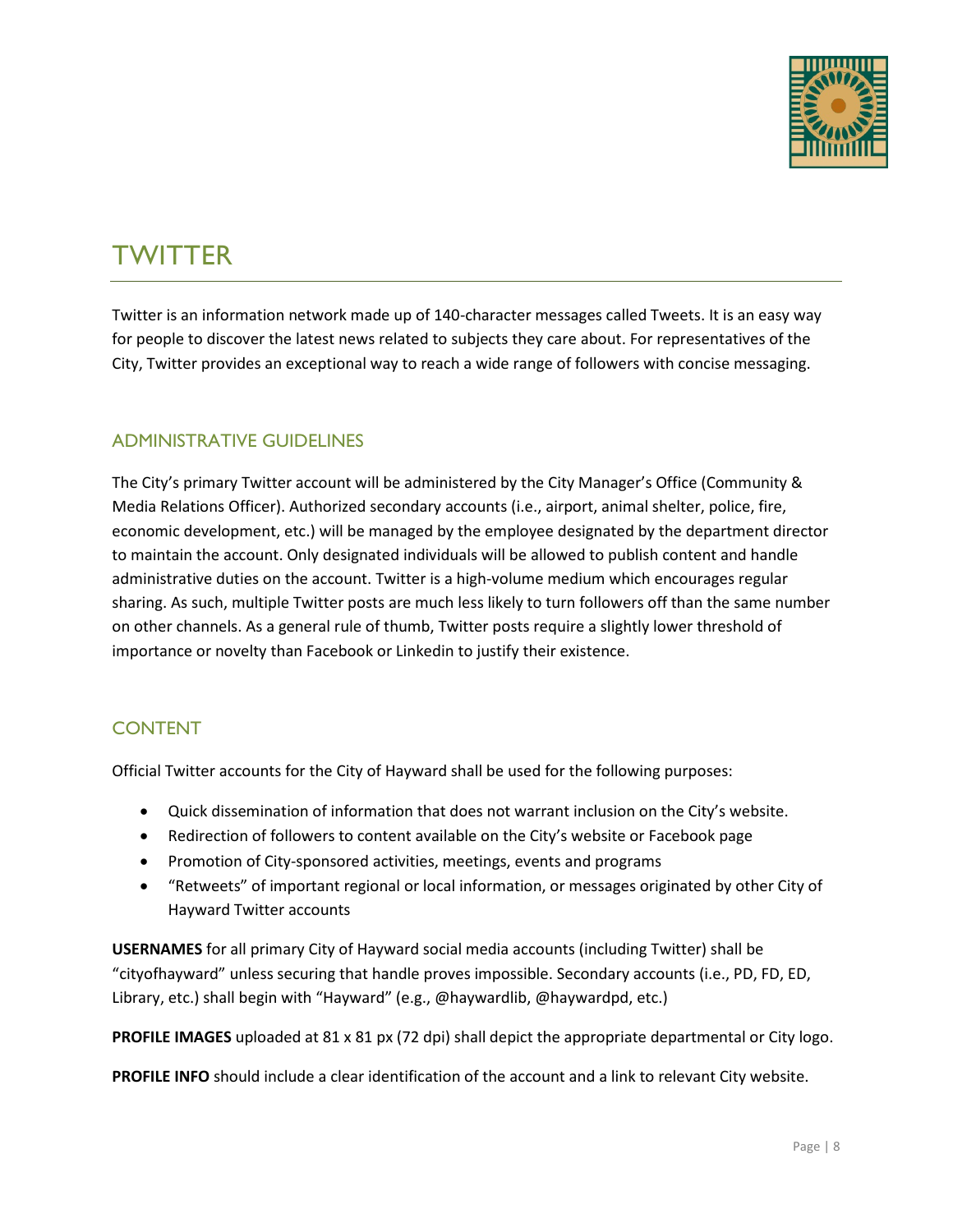# TWITTER

Twitter is an information network made up of 140-character messages called Tweets. It is an easy way for people to discover the latest news related to subjects they care about. For representatives of the City, Twitter provides an exceptional way to reach a wide range of followers with concise messaging.

## ADMINISTRATIVE GUIDELINES

The City's primary Twitter account will be administered by the City Manager's Office (Community & Media Relations Officer). Authorized secondary accounts (i.e., airport, animal shelter, police, fire, economic development, etc.) will be managed by the employee designated by the department director to maintain the account. Only designated individuals will be allowed to publish content and handle administrative duties on the account. Twitter is a high-volume medium which encourages regular sharing. As such, multiple Twitter posts are much less likely to turn followers off than the same number on other channels. As a general rule of thumb, Twitter posts require a slightly lower threshold of importance or novelty than Facebook or Linkedin to justify their existence.

## CONTENT

Official Twitter accounts for the City of Hayward shall be used for the following purposes:

- Quick dissemination of information that does not warrant inclusion on the City's website.
- Redirection of followers to content available on the City's website or Facebook page
- Promotion of City-sponsored activities, meetings, events and programs
- "Retweets" of important regional or local information, or messages originated by other City of Hayward Twitter accounts

**USERNAMES** for all primary City of Hayward social media accounts (including Twitter) shall be "cityofhayward" unless securing that handle proves impossible. Secondary accounts (i.e., PD, FD, ED, Library, etc.) shall begin with "Hayward" (e.g., @haywardlib, @haywardpd, etc.)

**PROFILE IMAGES** uploaded at 81 x 81 px (72 dpi) shall depict the appropriate departmental or City logo.

**PROFILE INFO** should include a clear identification of the account and a link to relevant City website.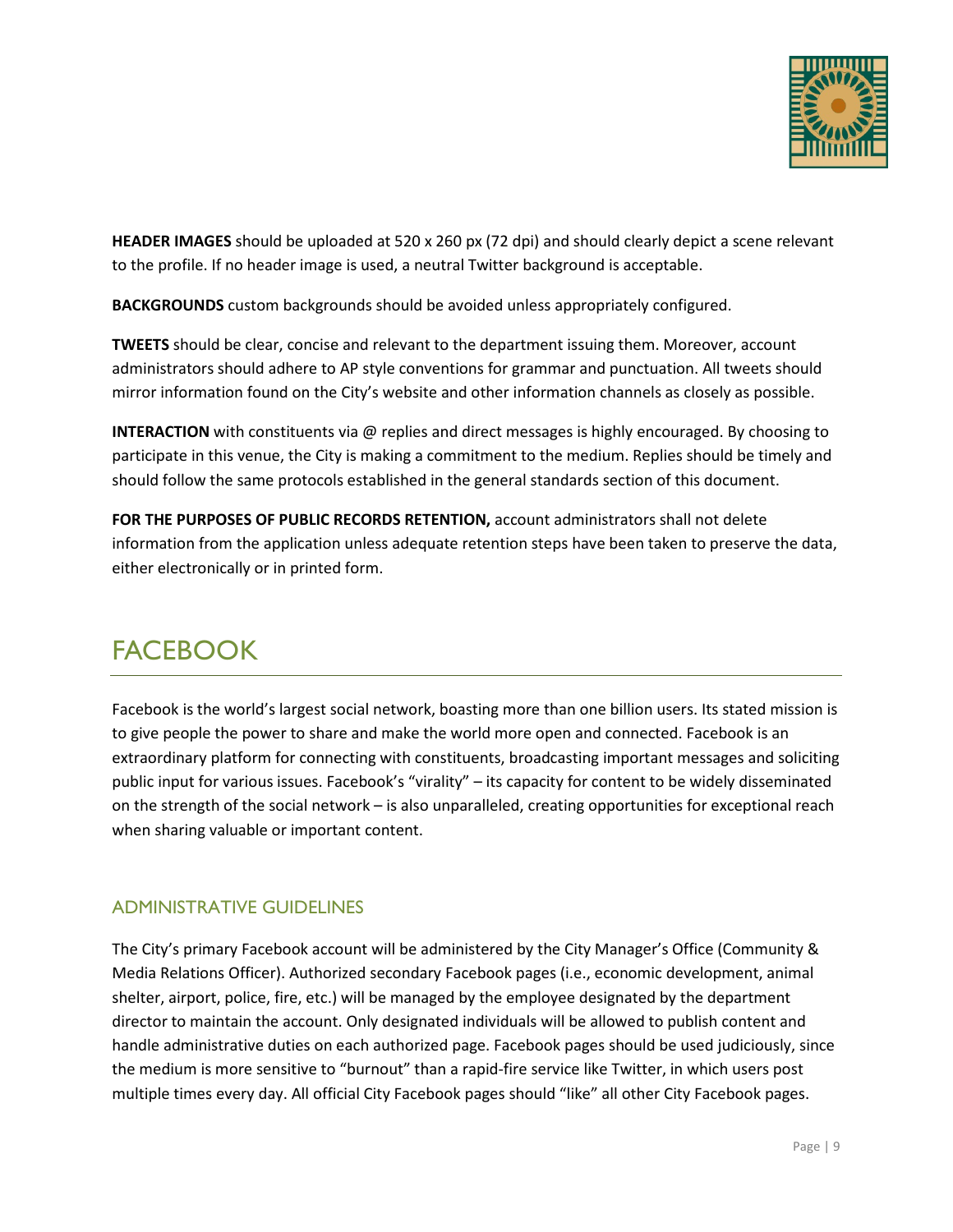**HEADER IMAGES** should be uploaded at 520 x 260 px (72 dpi) and should clearly depict a scene relevant to the profile. If no header image is used, a neutral Twitter background is acceptable.

**BACKGROUNDS** custom backgrounds should be avoided unless appropriately configured.

**TWEETS** should be clear, concise and relevant to the department issuing them. Moreover, account administrators should adhere to AP style conventions for grammar and punctuation. All tweets should mirror information found on the City's website and other information channels as closely as possible.

**INTERACTION** with constituents via @ replies and direct messages is highly encouraged. By choosing to participate in this venue, the City is making a commitment to the medium. Replies should be timely and should follow the same protocols established in the general standards section of this document.

**FOR THE PURPOSES OF PUBLIC RECORDS RETENTION,** account administrators shall not delete information from the application unless adequate retention steps have been taken to preserve the data, either electronically or in printed form.

# FACEBOOK

Facebook is the world's largest social network, boasting more than one billion users. Its stated mission is to give people the power to share and make the world more open and connected. Facebook is an extraordinary platform for connecting with constituents, broadcasting important messages and soliciting public input for various issues. Facebook's "virality" – its capacity for content to be widely disseminated on the strength of the social network – is also unparalleled, creating opportunities for exceptional reach when sharing valuable or important content.

## ADMINISTRATIVE GUIDELINES

The City's primary Facebook account will be administered by the City Manager's Office (Community & Media Relations Officer). Authorized secondary Facebook pages (i.e., economic development, animal shelter, airport, police, fire, etc.) will be managed by the employee designated by the department director to maintain the account. Only designated individuals will be allowed to publish content and handle administrative duties on each authorized page. Facebook pages should be used judiciously, since the medium is more sensitive to "burnout" than a rapid-fire service like Twitter, in which users post multiple times every day. All official City Facebook pages should "like" all other City Facebook pages.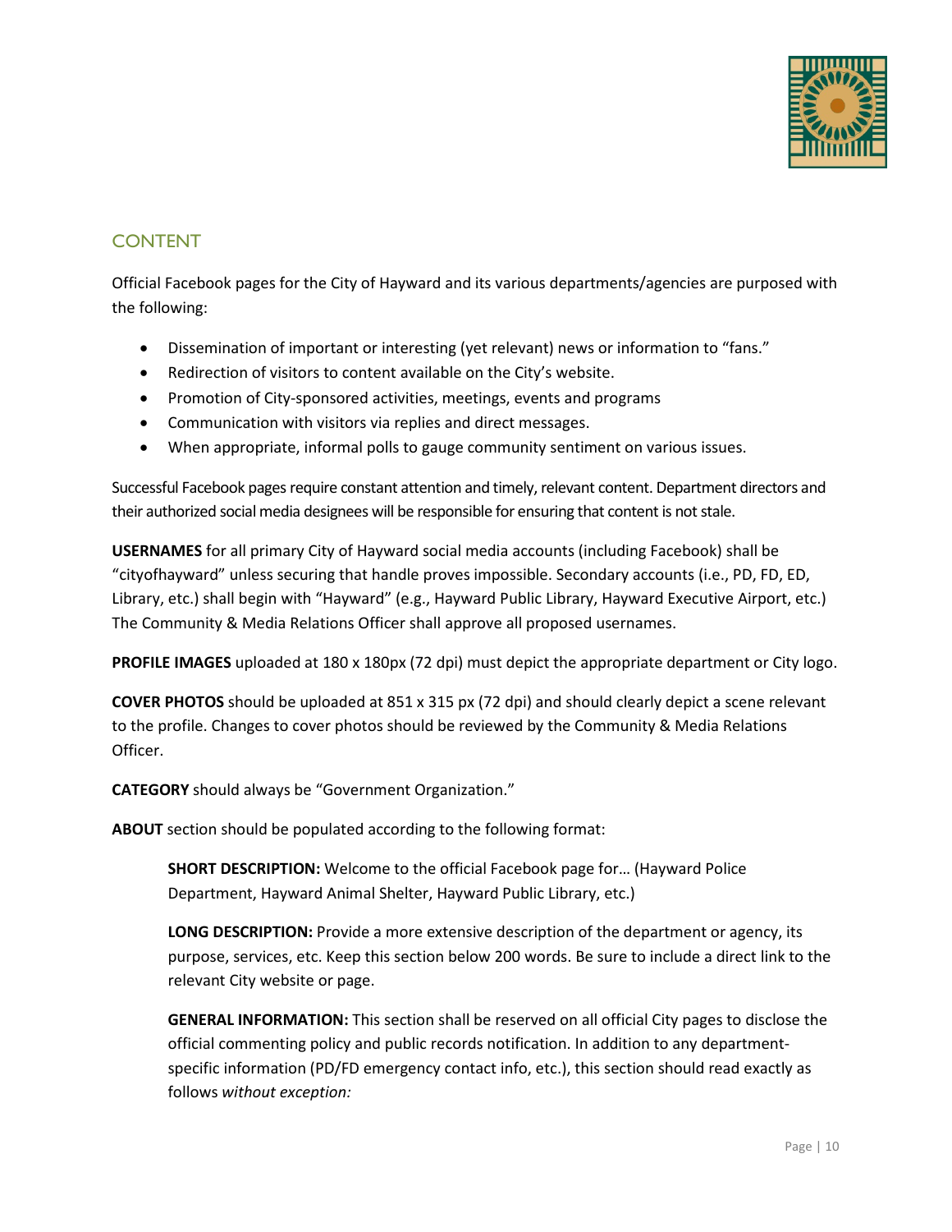## CONTENT

Official Facebook pages for the City of Hayward and its various departments/agencies are purposed with the following:

- Dissemination of important or interesting (yet relevant) news or information to "fans."
- Redirection of visitors to content available on the City's website.
- Promotion of City-sponsored activities, meetings, events and programs
- Communication with visitors via replies and direct messages.
- When appropriate, informal polls to gauge community sentiment on various issues.

Successful Facebook pages require constant attention and timely, relevant content. Department directors and their authorized social media designees will be responsible for ensuring that content is not stale.

**USERNAMES** for all primary City of Hayward social media accounts (including Facebook) shall be "cityofhayward" unless securing that handle proves impossible. Secondary accounts (i.e., PD, FD, ED, Library, etc.) shall begin with "Hayward" (e.g., Hayward Public Library, Hayward Executive Airport, etc.) The Community & Media Relations Officer shall approve all proposed usernames.

**PROFILE IMAGES** uploaded at 180 x 180px (72 dpi) must depict the appropriate department or City logo.

**COVER PHOTOS** should be uploaded at 851 x 315 px (72 dpi) and should clearly depict a scene relevant to the profile. Changes to cover photos should be reviewed by the Community & Media Relations Officer.

**CATEGORY** should always be "Government Organization."

**ABOUT** section should be populated according to the following format:

> **SHORT DESCRIPTION:** Welcome to the official Facebook page for… (Hayward Police Department, Hayward Animal Shelter, Hayward Public Library, etc.)
>
> **LONG DESCRIPTION:** Provide a more extensive description of the department or agency, its purpose, services, etc. Keep this section below 200 words. Be sure to include a direct link to the relevant City website or page.
>
> **GENERAL INFORMATION:** This section shall be reserved on all official City pages to disclose the official commenting policy and public records notification. In addition to any department-specific information (PD/FD emergency contact info, etc.), this section should read exactly as follows *without exception:*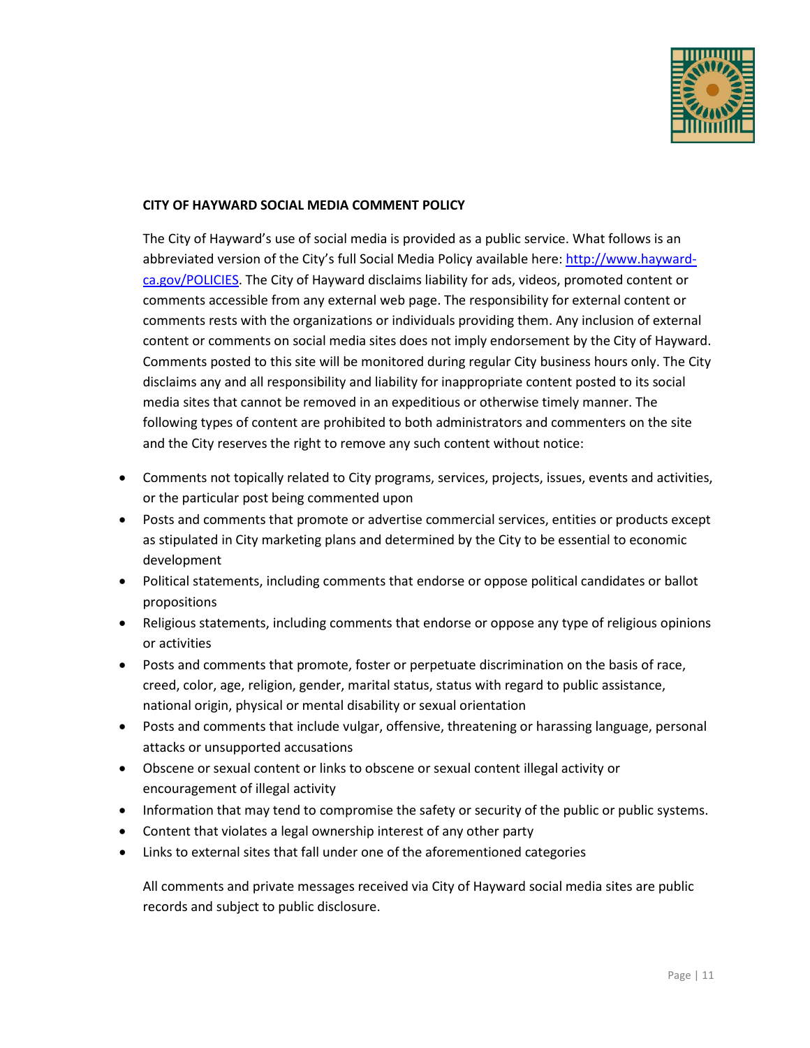**CITY OF HAYWARD SOCIAL MEDIA COMMENT POLICY**

The City of Hayward's use of social media is provided as a public service. What follows is an abbreviated version of the City's full Social Media Policy available here: [http://www.hayward-ca.gov/POLICIES](http://www.hayward-ca.gov/POLICIES). The City of Hayward disclaims liability for ads, videos, promoted content or comments accessible from any external web page. The responsibility for external content or comments rests with the organizations or individuals providing them. Any inclusion of external content or comments on social media sites does not imply endorsement by the City of Hayward. Comments posted to this site will be monitored during regular City business hours only. The City disclaims any and all responsibility and liability for inappropriate content posted to its social media sites that cannot be removed in an expeditious or otherwise timely manner. The following types of content are prohibited to both administrators and commenters on the site and the City reserves the right to remove any such content without notice:

- Comments not topically related to City programs, services, projects, issues, events and activities, or the particular post being commented upon
- Posts and comments that promote or advertise commercial services, entities or products except as stipulated in City marketing plans and determined by the City to be essential to economic development
- Political statements, including comments that endorse or oppose political candidates or ballot propositions
- Religious statements, including comments that endorse or oppose any type of religious opinions or activities
- Posts and comments that promote, foster or perpetuate discrimination on the basis of race, creed, color, age, religion, gender, marital status, status with regard to public assistance, national origin, physical or mental disability or sexual orientation
- Posts and comments that include vulgar, offensive, threatening or harassing language, personal attacks or unsupported accusations
- Obscene or sexual content or links to obscene or sexual content illegal activity or encouragement of illegal activity
- Information that may tend to compromise the safety or security of the public or public systems.
- Content that violates a legal ownership interest of any other party
- Links to external sites that fall under one of the aforementioned categories

All comments and private messages received via City of Hayward social media sites are public records and subject to public disclosure.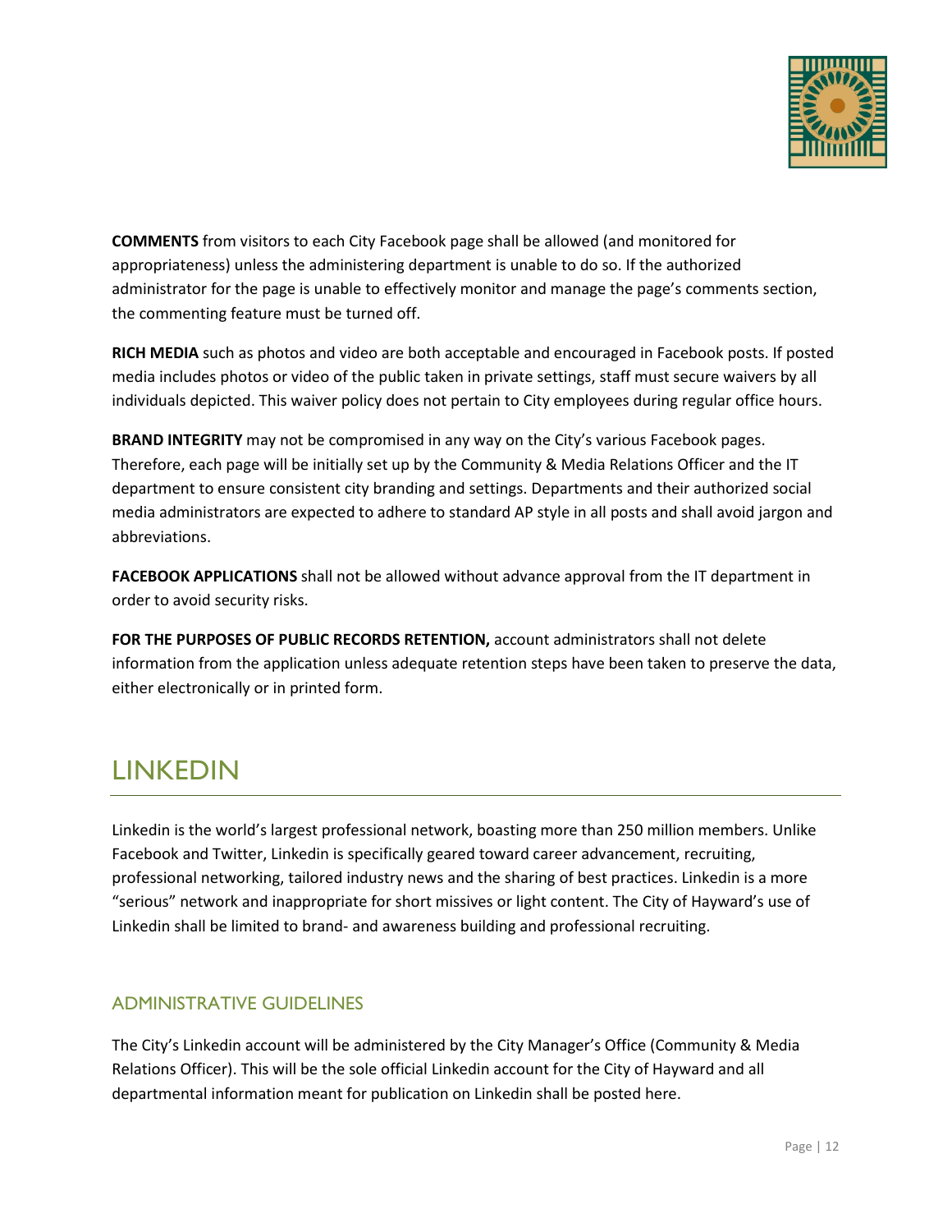**COMMENTS** from visitors to each City Facebook page shall be allowed (and monitored for appropriateness) unless the administering department is unable to do so. If the authorized administrator for the page is unable to effectively monitor and manage the page's comments section, the commenting feature must be turned off.

**RICH MEDIA** such as photos and video are both acceptable and encouraged in Facebook posts. If posted media includes photos or video of the public taken in private settings, staff must secure waivers by all individuals depicted. This waiver policy does not pertain to City employees during regular office hours.

**BRAND INTEGRITY** may not be compromised in any way on the City's various Facebook pages. Therefore, each page will be initially set up by the Community & Media Relations Officer and the IT department to ensure consistent city branding and settings. Departments and their authorized social media administrators are expected to adhere to standard AP style in all posts and shall avoid jargon and abbreviations.

**FACEBOOK APPLICATIONS** shall not be allowed without advance approval from the IT department in order to avoid security risks.

**FOR THE PURPOSES OF PUBLIC RECORDS RETENTION,** account administrators shall not delete information from the application unless adequate retention steps have been taken to preserve the data, either electronically or in printed form.

# LINKEDIN

Linkedin is the world's largest professional network, boasting more than 250 million members. Unlike Facebook and Twitter, Linkedin is specifically geared toward career advancement, recruiting, professional networking, tailored industry news and the sharing of best practices. Linkedin is a more "serious" network and inappropriate for short missives or light content. The City of Hayward's use of Linkedin shall be limited to brand- and awareness building and professional recruiting.

## ADMINISTRATIVE GUIDELINES

The City's Linkedin account will be administered by the City Manager's Office (Community & Media Relations Officer). This will be the sole official Linkedin account for the City of Hayward and all departmental information meant for publication on Linkedin shall be posted here.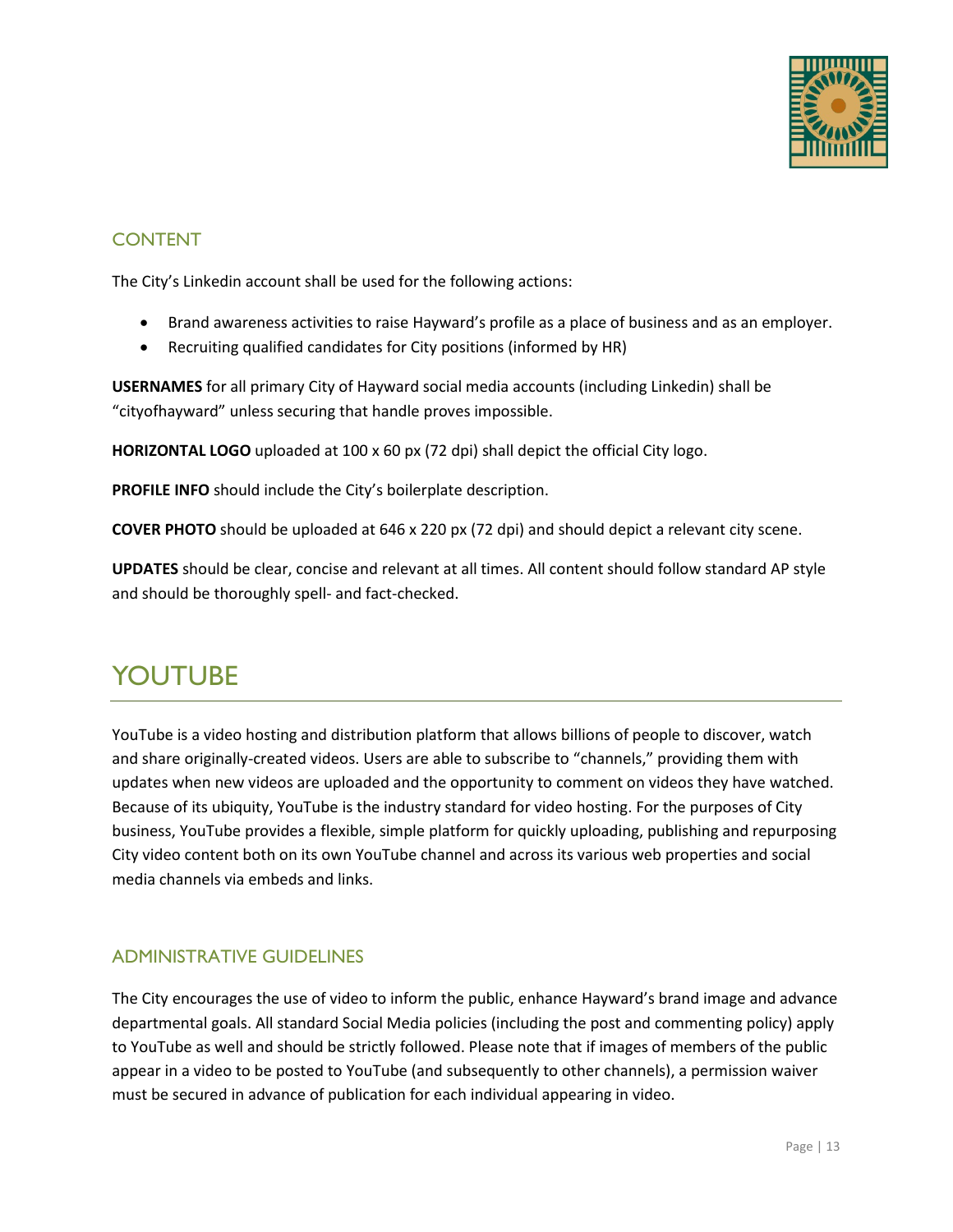### CONTENT

The City's Linkedin account shall be used for the following actions:

- Brand awareness activities to raise Hayward's profile as a place of business and as an employer.
- Recruiting qualified candidates for City positions (informed by HR)

**USERNAMES** for all primary City of Hayward social media accounts (including Linkedin) shall be "cityofhayward" unless securing that handle proves impossible.

**HORIZONTAL LOGO** uploaded at 100 x 60 px (72 dpi) shall depict the official City logo.

**PROFILE INFO** should include the City's boilerplate description.

**COVER PHOTO** should be uploaded at 646 x 220 px (72 dpi) and should depict a relevant city scene.

**UPDATES** should be clear, concise and relevant at all times. All content should follow standard AP style and should be thoroughly spell- and fact-checked.

## YOUTUBE

YouTube is a video hosting and distribution platform that allows billions of people to discover, watch and share originally-created videos. Users are able to subscribe to "channels," providing them with updates when new videos are uploaded and the opportunity to comment on videos they have watched. Because of its ubiquity, YouTube is the industry standard for video hosting. For the purposes of City business, YouTube provides a flexible, simple platform for quickly uploading, publishing and repurposing City video content both on its own YouTube channel and across its various web properties and social media channels via embeds and links.

### ADMINISTRATIVE GUIDELINES

The City encourages the use of video to inform the public, enhance Hayward's brand image and advance departmental goals. All standard Social Media policies (including the post and commenting policy) apply to YouTube as well and should be strictly followed. Please note that if images of members of the public appear in a video to be posted to YouTube (and subsequently to other channels), a permission waiver must be secured in advance of publication for each individual appearing in video.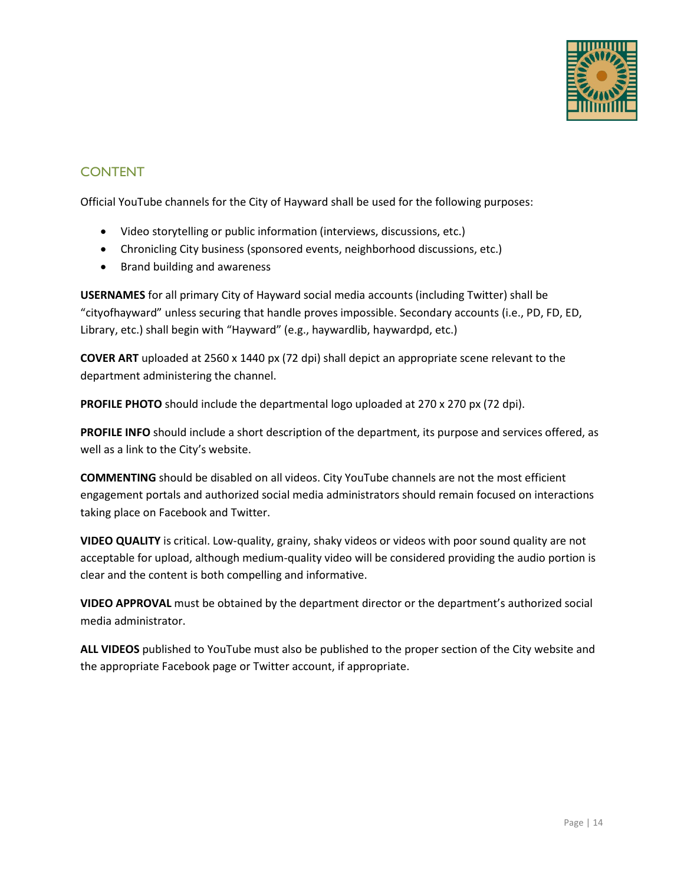## CONTENT

Official YouTube channels for the City of Hayward shall be used for the following purposes:

- Video storytelling or public information (interviews, discussions, etc.)
- Chronicling City business (sponsored events, neighborhood discussions, etc.)
- Brand building and awareness

**USERNAMES** for all primary City of Hayward social media accounts (including Twitter) shall be "cityofhayward" unless securing that handle proves impossible. Secondary accounts (i.e., PD, FD, ED, Library, etc.) shall begin with "Hayward" (e.g., haywardlib, haywardpd, etc.)

**COVER ART** uploaded at 2560 x 1440 px (72 dpi) shall depict an appropriate scene relevant to the department administering the channel.

**PROFILE PHOTO** should include the departmental logo uploaded at 270 x 270 px (72 dpi).

**PROFILE INFO** should include a short description of the department, its purpose and services offered, as well as a link to the City's website.

**COMMENTING** should be disabled on all videos. City YouTube channels are not the most efficient engagement portals and authorized social media administrators should remain focused on interactions taking place on Facebook and Twitter.

**VIDEO QUALITY** is critical. Low-quality, grainy, shaky videos or videos with poor sound quality are not acceptable for upload, although medium-quality video will be considered providing the audio portion is clear and the content is both compelling and informative.

**VIDEO APPROVAL** must be obtained by the department director or the department's authorized social media administrator.

**ALL VIDEOS** published to YouTube must also be published to the proper section of the City website and the appropriate Facebook page or Twitter account, if appropriate.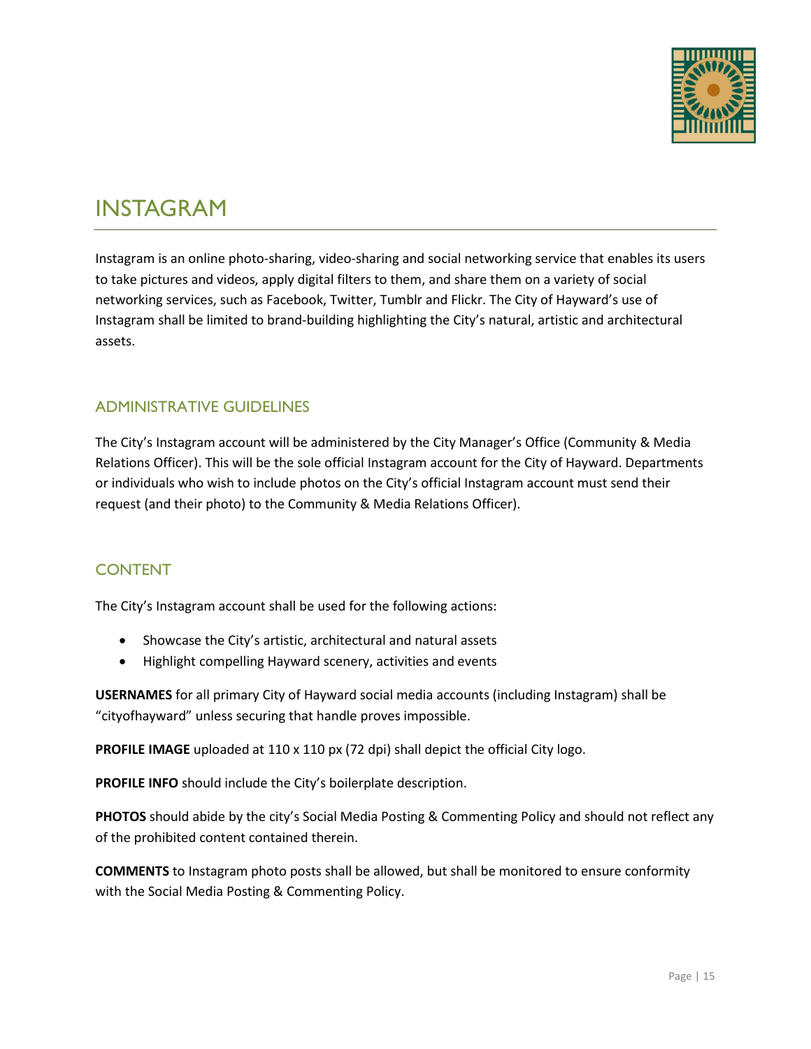# INSTAGRAM

Instagram is an online photo-sharing, video-sharing and social networking service that enables its users to take pictures and videos, apply digital filters to them, and share them on a variety of social networking services, such as Facebook, Twitter, Tumblr and Flickr. The City of Hayward's use of Instagram shall be limited to brand-building highlighting the City's natural, artistic and architectural assets.

## ADMINISTRATIVE GUIDELINES

The City's Instagram account will be administered by the City Manager's Office (Community & Media Relations Officer). This will be the sole official Instagram account for the City of Hayward. Departments or individuals who wish to include photos on the City's official Instagram account must send their request (and their photo) to the Community & Media Relations Officer).

## CONTENT

The City's Instagram account shall be used for the following actions:

- Showcase the City's artistic, architectural and natural assets
- Highlight compelling Hayward scenery, activities and events

**USERNAMES** for all primary City of Hayward social media accounts (including Instagram) shall be "cityofhayward" unless securing that handle proves impossible.

**PROFILE IMAGE** uploaded at 110 x 110 px (72 dpi) shall depict the official City logo.

**PROFILE INFO** should include the City's boilerplate description.

**PHOTOS** should abide by the city's Social Media Posting & Commenting Policy and should not reflect any of the prohibited content contained therein.

**COMMENTS** to Instagram photo posts shall be allowed, but shall be monitored to ensure conformity with the Social Media Posting & Commenting Policy.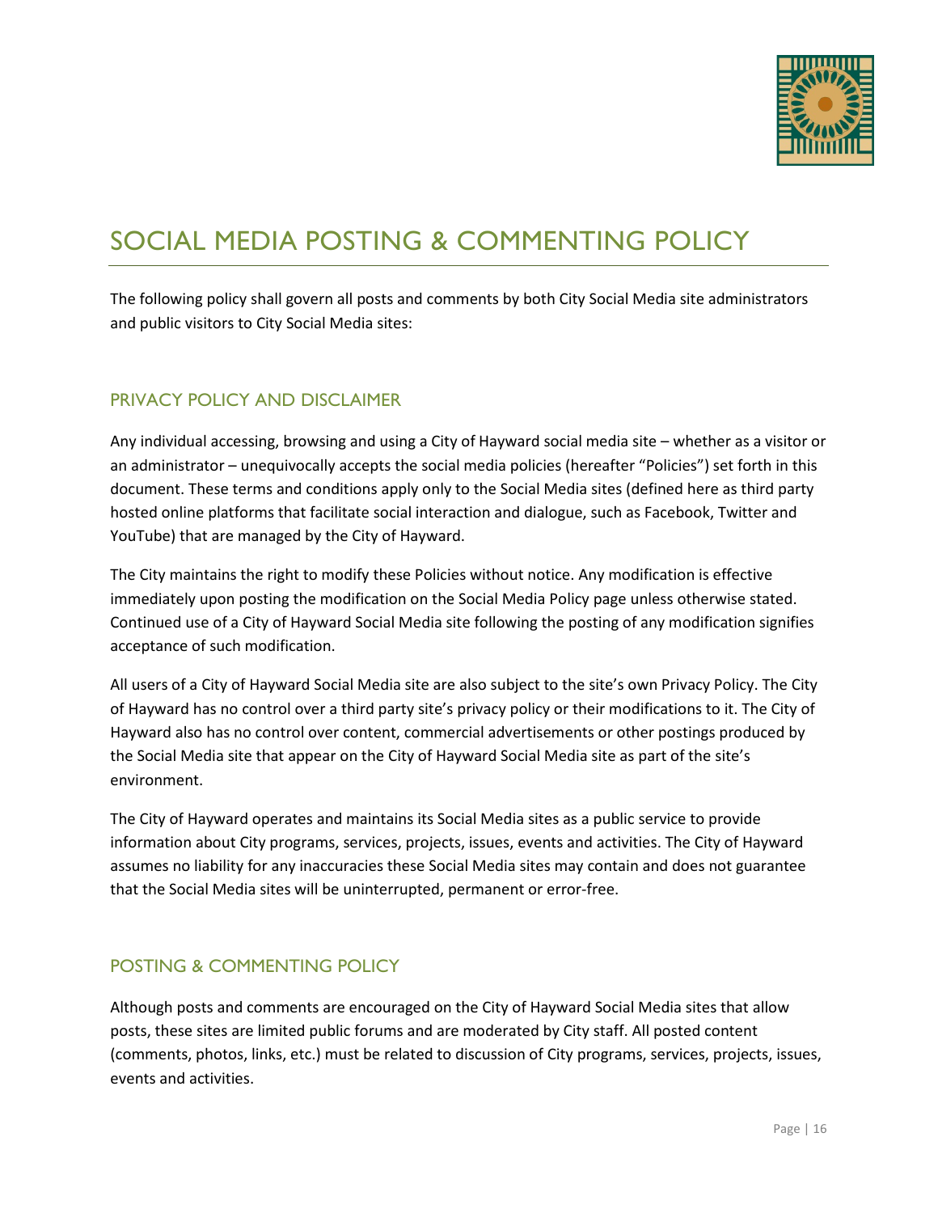# SOCIAL MEDIA POSTING & COMMENTING POLICY

The following policy shall govern all posts and comments by both City Social Media site administrators and public visitors to City Social Media sites:

## PRIVACY POLICY AND DISCLAIMER

Any individual accessing, browsing and using a City of Hayward social media site – whether as a visitor or an administrator – unequivocally accepts the social media policies (hereafter "Policies") set forth in this document. These terms and conditions apply only to the Social Media sites (defined here as third party hosted online platforms that facilitate social interaction and dialogue, such as Facebook, Twitter and YouTube) that are managed by the City of Hayward.

The City maintains the right to modify these Policies without notice. Any modification is effective immediately upon posting the modification on the Social Media Policy page unless otherwise stated. Continued use of a City of Hayward Social Media site following the posting of any modification signifies acceptance of such modification.

All users of a City of Hayward Social Media site are also subject to the site's own Privacy Policy. The City of Hayward has no control over a third party site's privacy policy or their modifications to it. The City of Hayward also has no control over content, commercial advertisements or other postings produced by the Social Media site that appear on the City of Hayward Social Media site as part of the site's environment.

The City of Hayward operates and maintains its Social Media sites as a public service to provide information about City programs, services, projects, issues, events and activities. The City of Hayward assumes no liability for any inaccuracies these Social Media sites may contain and does not guarantee that the Social Media sites will be uninterrupted, permanent or error-free.

## POSTING & COMMENTING POLICY

Although posts and comments are encouraged on the City of Hayward Social Media sites that allow posts, these sites are limited public forums and are moderated by City staff. All posted content (comments, photos, links, etc.) must be related to discussion of City programs, services, projects, issues, events and activities.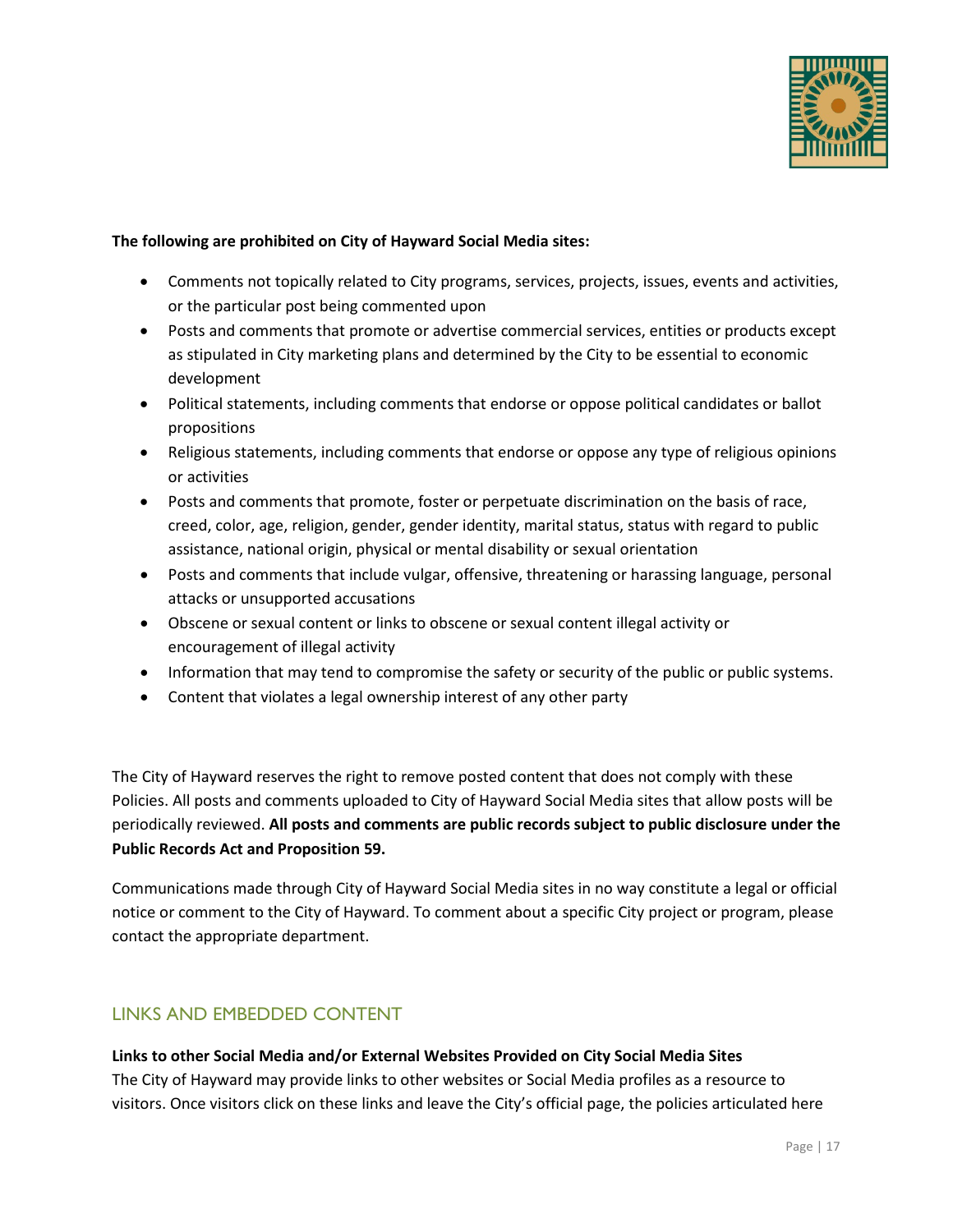**The following are prohibited on City of Hayward Social Media sites:**

- Comments not topically related to City programs, services, projects, issues, events and activities, or the particular post being commented upon
- Posts and comments that promote or advertise commercial services, entities or products except as stipulated in City marketing plans and determined by the City to be essential to economic development
- Political statements, including comments that endorse or oppose political candidates or ballot propositions
- Religious statements, including comments that endorse or oppose any type of religious opinions or activities
- Posts and comments that promote, foster or perpetuate discrimination on the basis of race, creed, color, age, religion, gender, gender identity, marital status, status with regard to public assistance, national origin, physical or mental disability or sexual orientation
- Posts and comments that include vulgar, offensive, threatening or harassing language, personal attacks or unsupported accusations
- Obscene or sexual content or links to obscene or sexual content illegal activity or encouragement of illegal activity
- Information that may tend to compromise the safety or security of the public or public systems.
- Content that violates a legal ownership interest of any other party

The City of Hayward reserves the right to remove posted content that does not comply with these Policies. All posts and comments uploaded to City of Hayward Social Media sites that allow posts will be periodically reviewed. **All posts and comments are public records subject to public disclosure under the Public Records Act and Proposition 59.**

Communications made through City of Hayward Social Media sites in no way constitute a legal or official notice or comment to the City of Hayward. To comment about a specific City project or program, please contact the appropriate department.

## LINKS AND EMBEDDED CONTENT

**Links to other Social Media and/or External Websites Provided on City Social Media Sites**
The City of Hayward may provide links to other websites or Social Media profiles as a resource to visitors. Once visitors click on these links and leave the City's official page, the policies articulated here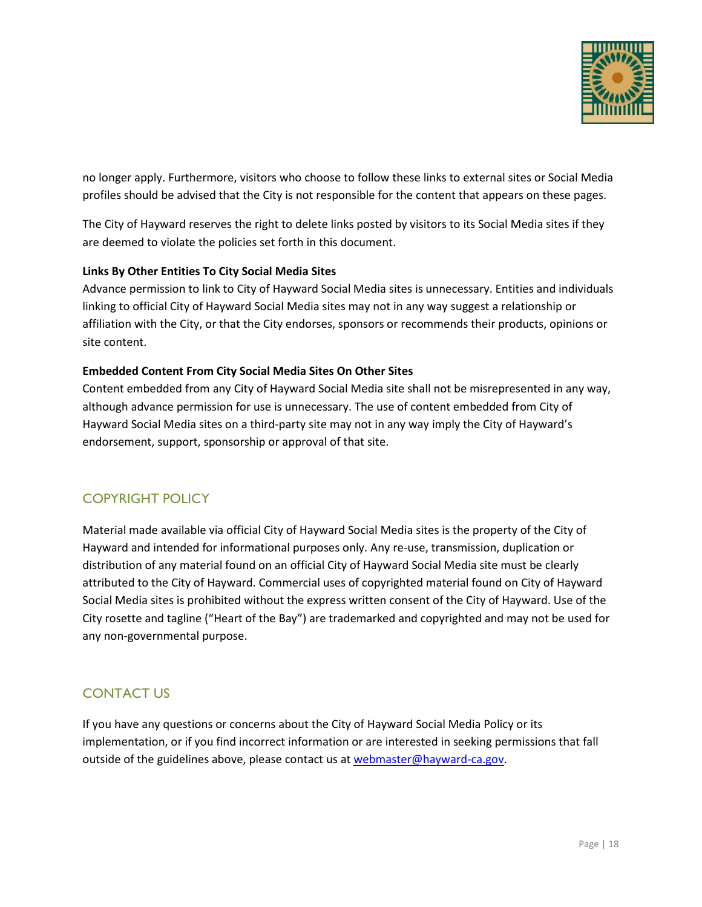no longer apply. Furthermore, visitors who choose to follow these links to external sites or Social Media profiles should be advised that the City is not responsible for the content that appears on these pages.

The City of Hayward reserves the right to delete links posted by visitors to its Social Media sites if they are deemed to violate the policies set forth in this document.

**Links By Other Entities To City Social Media Sites**
Advance permission to link to City of Hayward Social Media sites is unnecessary. Entities and individuals linking to official City of Hayward Social Media sites may not in any way suggest a relationship or affiliation with the City, or that the City endorses, sponsors or recommends their products, opinions or site content.

**Embedded Content From City Social Media Sites On Other Sites**
Content embedded from any City of Hayward Social Media site shall not be misrepresented in any way, although advance permission for use is unnecessary. The use of content embedded from City of Hayward Social Media sites on a third-party site may not in any way imply the City of Hayward's endorsement, support, sponsorship or approval of that site.

## COPYRIGHT POLICY

Material made available via official City of Hayward Social Media sites is the property of the City of Hayward and intended for informational purposes only. Any re-use, transmission, duplication or distribution of any material found on an official City of Hayward Social Media site must be clearly attributed to the City of Hayward. Commercial uses of copyrighted material found on City of Hayward Social Media sites is prohibited without the express written consent of the City of Hayward. Use of the City rosette and tagline ("Heart of the Bay") are trademarked and copyrighted and may not be used for any non-governmental purpose.

## CONTACT US

If you have any questions or concerns about the City of Hayward Social Media Policy or its implementation, or if you find incorrect information or are interested in seeking permissions that fall outside of the guidelines above, please contact us at webmaster@hayward-ca.gov.